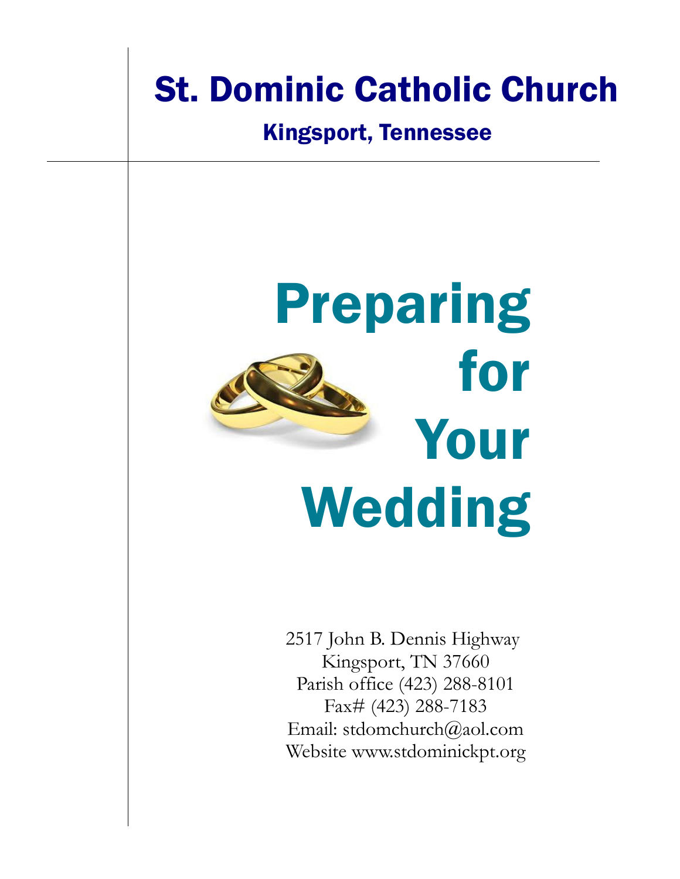# St. Dominic Catholic Church

## Kingsport, Tennessee

# Preparing for Your Wedding

2517 John B. Dennis Highway
Kingsport, TN 37660
Parish office (423) 288-8101
Fax# (423) 288-7183
Email: stdomchurch@aol.com
Website www.stdominickpt.org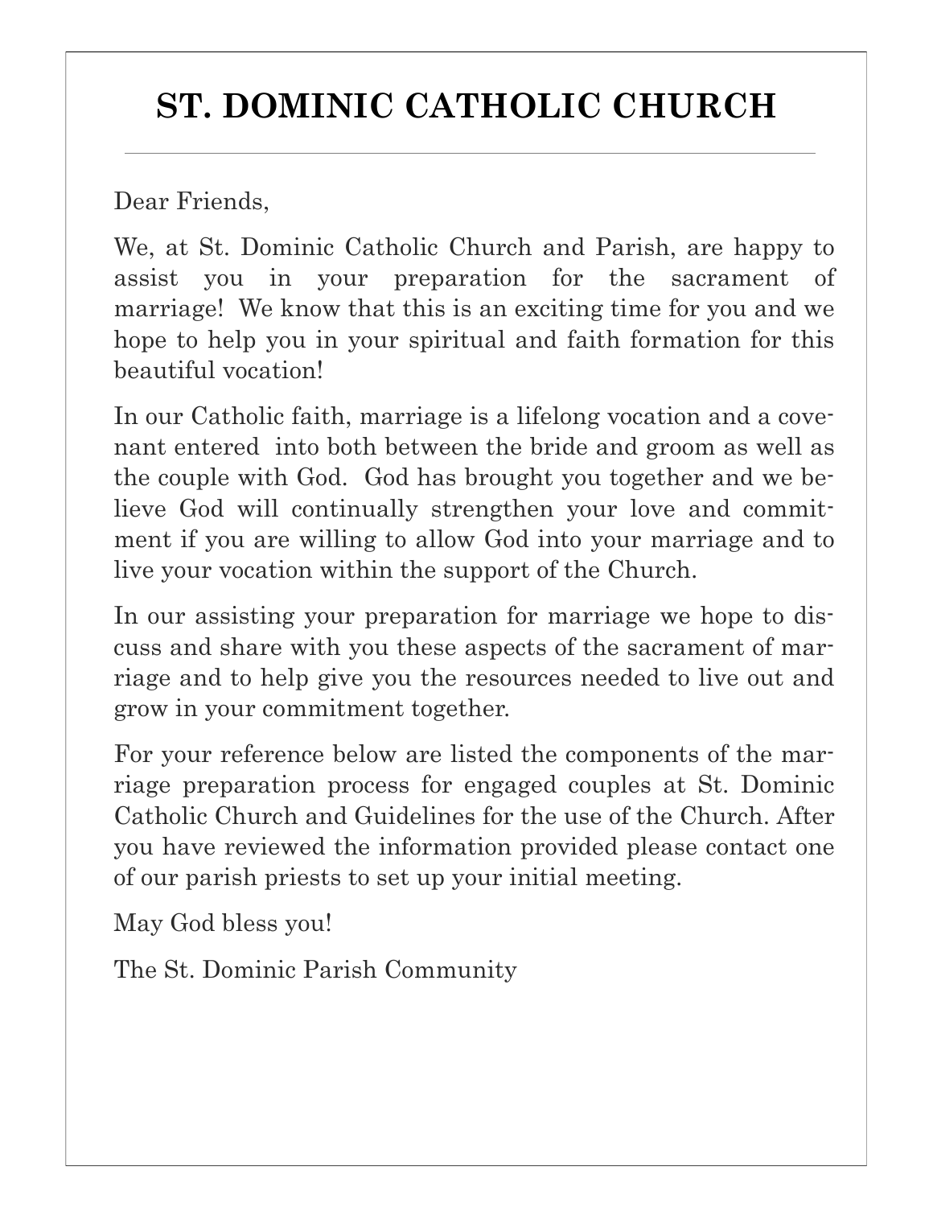# ST. DOMINIC CATHOLIC CHURCH

Dear Friends,

We, at St. Dominic Catholic Church and Parish, are happy to assist you in your preparation for the sacrament of marriage! We know that this is an exciting time for you and we hope to help you in your spiritual and faith formation for this beautiful vocation!

In our Catholic faith, marriage is a lifelong vocation and a covenant entered into both between the bride and groom as well as the couple with God. God has brought you together and we believe God will continually strengthen your love and commitment if you are willing to allow God into your marriage and to live your vocation within the support of the Church.

In our assisting your preparation for marriage we hope to discuss and share with you these aspects of the sacrament of marriage and to help give you the resources needed to live out and grow in your commitment together.

For your reference below are listed the components of the marriage preparation process for engaged couples at St. Dominic Catholic Church and Guidelines for the use of the Church. After you have reviewed the information provided please contact one of our parish priests to set up your initial meeting.

May God bless you!

The St. Dominic Parish Community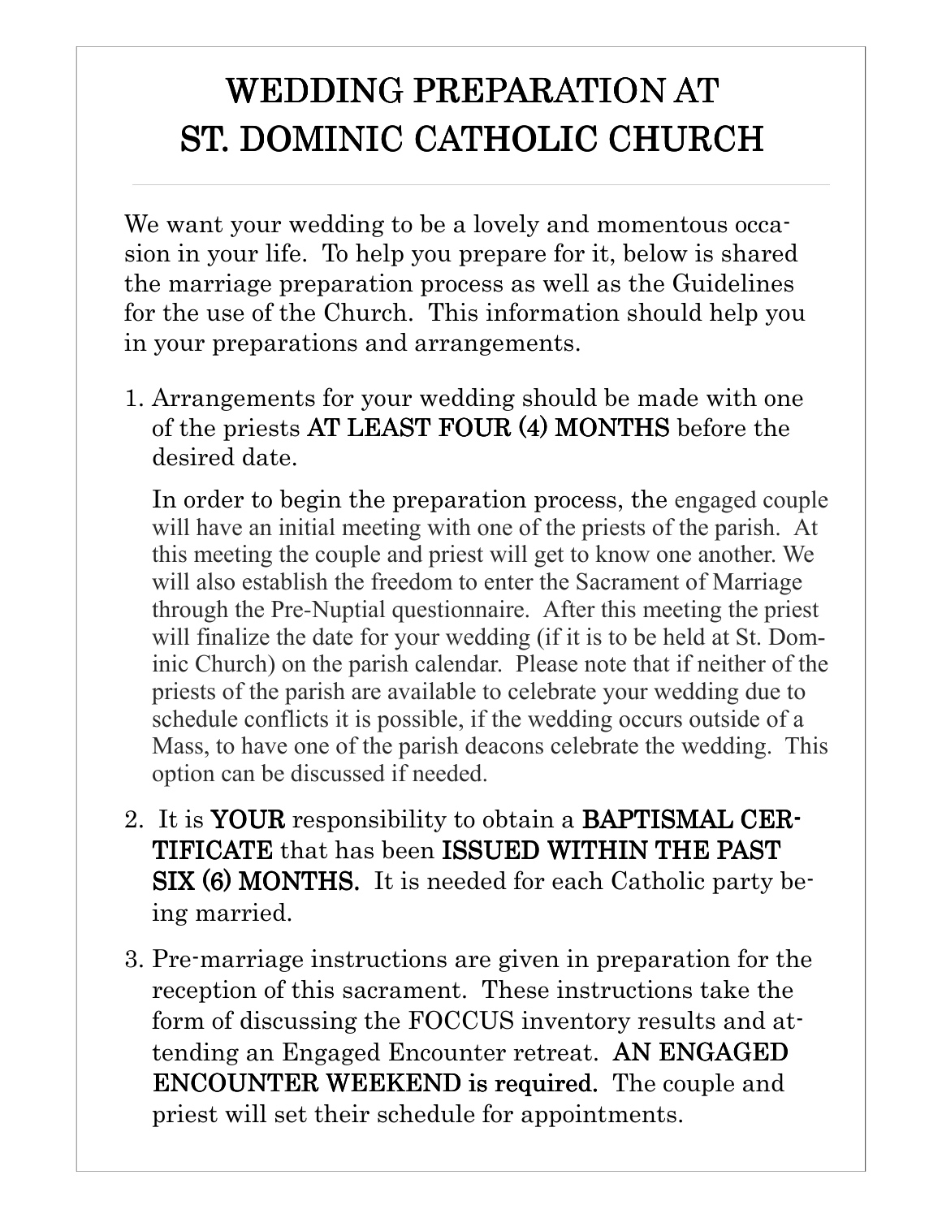# WEDDING PREPARATION AT ST. DOMINIC CATHOLIC CHURCH

We want your wedding to be a lovely and momentous occasion in your life. To help you prepare for it, below is shared the marriage preparation process as well as the Guidelines for the use of the Church. This information should help you in your preparations and arrangements.

1. Arrangements for your wedding should be made with one of the priests **AT LEAST FOUR (4) MONTHS** before the desired date.

   In order to begin the preparation process, the engaged couple will have an initial meeting with one of the priests of the parish. At this meeting the couple and priest will get to know one another. We will also establish the freedom to enter the Sacrament of Marriage through the Pre-Nuptial questionnaire. After this meeting the priest will finalize the date for your wedding (if it is to be held at St. Dominic Church) on the parish calendar. Please note that if neither of the priests of the parish are available to celebrate your wedding due to schedule conflicts it is possible, if the wedding occurs outside of a Mass, to have one of the parish deacons celebrate the wedding. This option can be discussed if needed.

2. It is **YOUR** responsibility to obtain a **BAPTISMAL CERTIFICATE** that has been **ISSUED WITHIN THE PAST SIX (6) MONTHS.** It is needed for each Catholic party being married.

3. Pre-marriage instructions are given in preparation for the reception of this sacrament. These instructions take the form of discussing the FOCCUS inventory results and attending an Engaged Encounter retreat. **AN ENGAGED ENCOUNTER WEEKEND is required.** The couple and priest will set their schedule for appointments.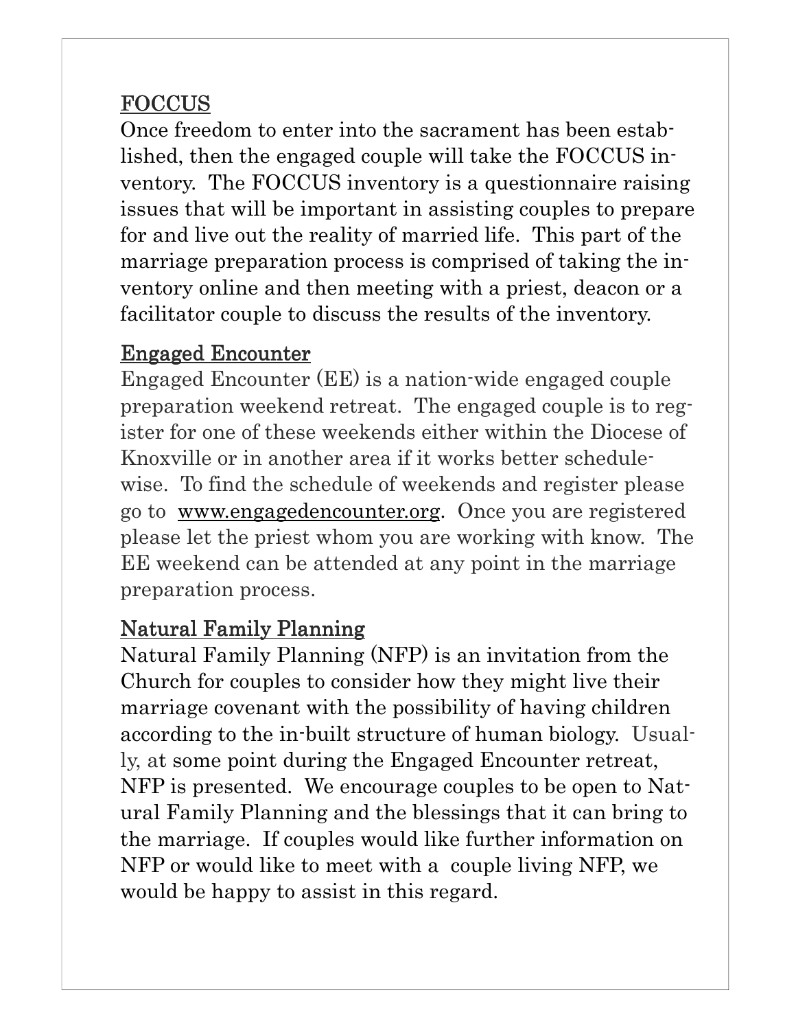## FOCCUS

Once freedom to enter into the sacrament has been established, then the engaged couple will take the FOCCUS inventory. The FOCCUS inventory is a questionnaire raising issues that will be important in assisting couples to prepare for and live out the reality of married life. This part of the marriage preparation process is comprised of taking the inventory online and then meeting with a priest, deacon or a facilitator couple to discuss the results of the inventory.

## Engaged Encounter

Engaged Encounter (EE) is a nation-wide engaged couple preparation weekend retreat. The engaged couple is to register for one of these weekends either within the Diocese of Knoxville or in another area if it works better schedule-wise. To find the schedule of weekends and register please go to www.engagedencounter.org. Once you are registered please let the priest whom you are working with know. The EE weekend can be attended at any point in the marriage preparation process.

## Natural Family Planning

Natural Family Planning (NFP) is an invitation from the Church for couples to consider how they might live their marriage covenant with the possibility of having children according to the in-built structure of human biology. Usually, at some point during the Engaged Encounter retreat, NFP is presented. We encourage couples to be open to Natural Family Planning and the blessings that it can bring to the marriage. If couples would like further information on NFP or would like to meet with a couple living NFP, we would be happy to assist in this regard.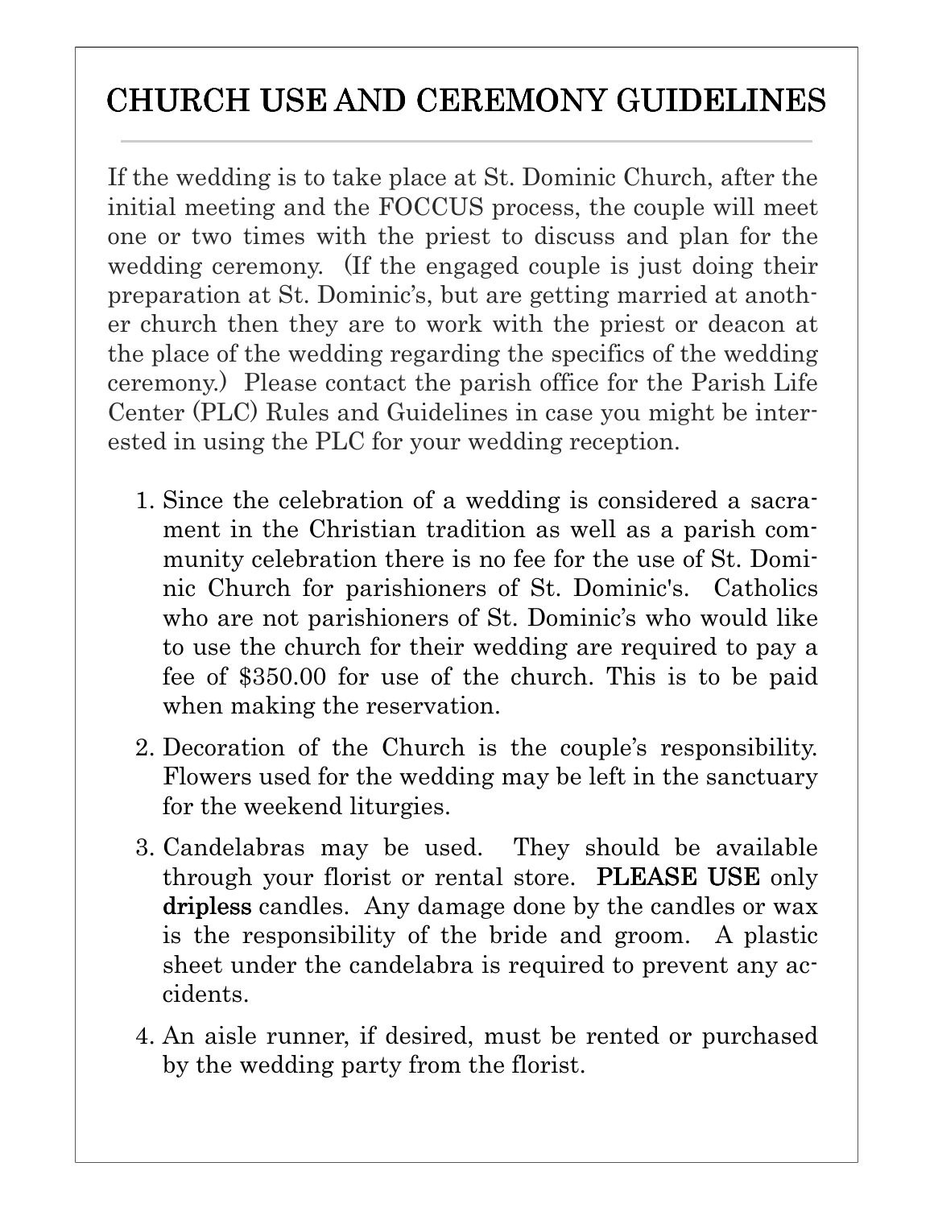# CHURCH USE AND CEREMONY GUIDELINES

If the wedding is to take place at St. Dominic Church, after the initial meeting and the FOCCUS process, the couple will meet one or two times with the priest to discuss and plan for the wedding ceremony. (If the engaged couple is just doing their preparation at St. Dominic's, but are getting married at another church then they are to work with the priest or deacon at the place of the wedding regarding the specifics of the wedding ceremony.) Please contact the parish office for the Parish Life Center (PLC) Rules and Guidelines in case you might be interested in using the PLC for your wedding reception.

1. Since the celebration of a wedding is considered a sacrament in the Christian tradition as well as a parish community celebration there is no fee for the use of St. Dominic Church for parishioners of St. Dominic's. Catholics who are not parishioners of St. Dominic's who would like to use the church for their wedding are required to pay a fee of $350.00 for use of the church. This is to be paid when making the reservation.
2. Decoration of the Church is the couple's responsibility. Flowers used for the wedding may be left in the sanctuary for the weekend liturgies.
3. Candelabras may be used. They should be available through your florist or rental store. **PLEASE USE** only **dripless** candles. Any damage done by the candles or wax is the responsibility of the bride and groom. A plastic sheet under the candelabra is required to prevent any accidents.
4. An aisle runner, if desired, must be rented or purchased by the wedding party from the florist.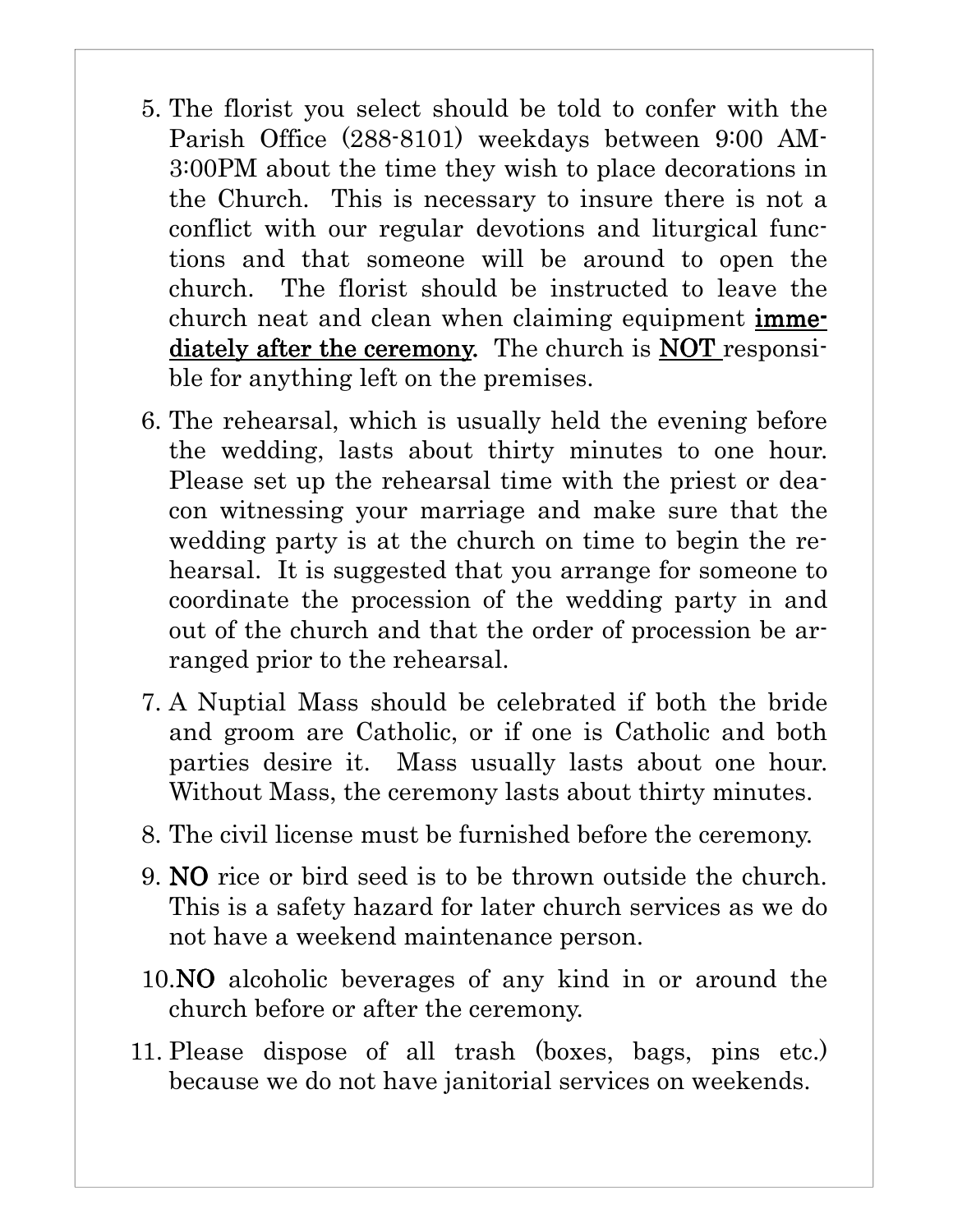5. The florist you select should be told to confer with the Parish Office (288-8101) weekdays between 9:00 AM-3:00PM about the time they wish to place decorations in the Church. This is necessary to insure there is not a conflict with our regular devotions and liturgical functions and that someone will be around to open the church. The florist should be instructed to leave the church neat and clean when claiming equipment **<u>immediately after the ceremony</u>**. The church is **<u>NOT</u>** responsible for anything left on the premises.

6. The rehearsal, which is usually held the evening before the wedding, lasts about thirty minutes to one hour. Please set up the rehearsal time with the priest or deacon witnessing your marriage and make sure that the wedding party is at the church on time to begin the rehearsal. It is suggested that you arrange for someone to coordinate the procession of the wedding party in and out of the church and that the order of procession be arranged prior to the rehearsal.

7. A Nuptial Mass should be celebrated if both the bride and groom are Catholic, or if one is Catholic and both parties desire it. Mass usually lasts about one hour. Without Mass, the ceremony lasts about thirty minutes.

8. The civil license must be furnished before the ceremony.

9. **NO** rice or bird seed is to be thrown outside the church. This is a safety hazard for later church services as we do not have a weekend maintenance person.

10. **NO** alcoholic beverages of any kind in or around the church before or after the ceremony.

11. Please dispose of all trash (boxes, bags, pins etc.) because we do not have janitorial services on weekends.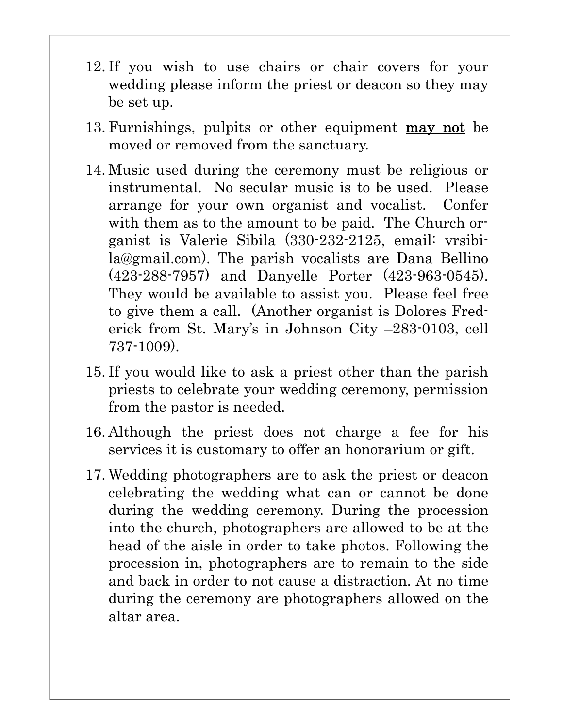12. If you wish to use chairs or chair covers for your wedding please inform the priest or deacon so they may be set up.

13. Furnishings, pulpits or other equipment **<u>may not</u>** be moved or removed from the sanctuary.

14. Music used during the ceremony must be religious or instrumental. No secular music is to be used. Please arrange for your own organist and vocalist. Confer with them as to the amount to be paid. The Church organist is Valerie Sibila (330-232-2125, email: vrsibila@gmail.com). The parish vocalists are Dana Bellino (423-288-7957) and Danyelle Porter (423-963-0545). They would be available to assist you. Please feel free to give them a call. (Another organist is Dolores Frederick from St. Mary's in Johnson City –283-0103, cell 737-1009).

15. If you would like to ask a priest other than the parish priests to celebrate your wedding ceremony, permission from the pastor is needed.

16. Although the priest does not charge a fee for his services it is customary to offer an honorarium or gift.

17. Wedding photographers are to ask the priest or deacon celebrating the wedding what can or cannot be done during the wedding ceremony. During the procession into the church, photographers are allowed to be at the head of the aisle in order to take photos. Following the procession in, photographers are to remain to the side and back in order to not cause a distraction. At no time during the ceremony are photographers allowed on the altar area.